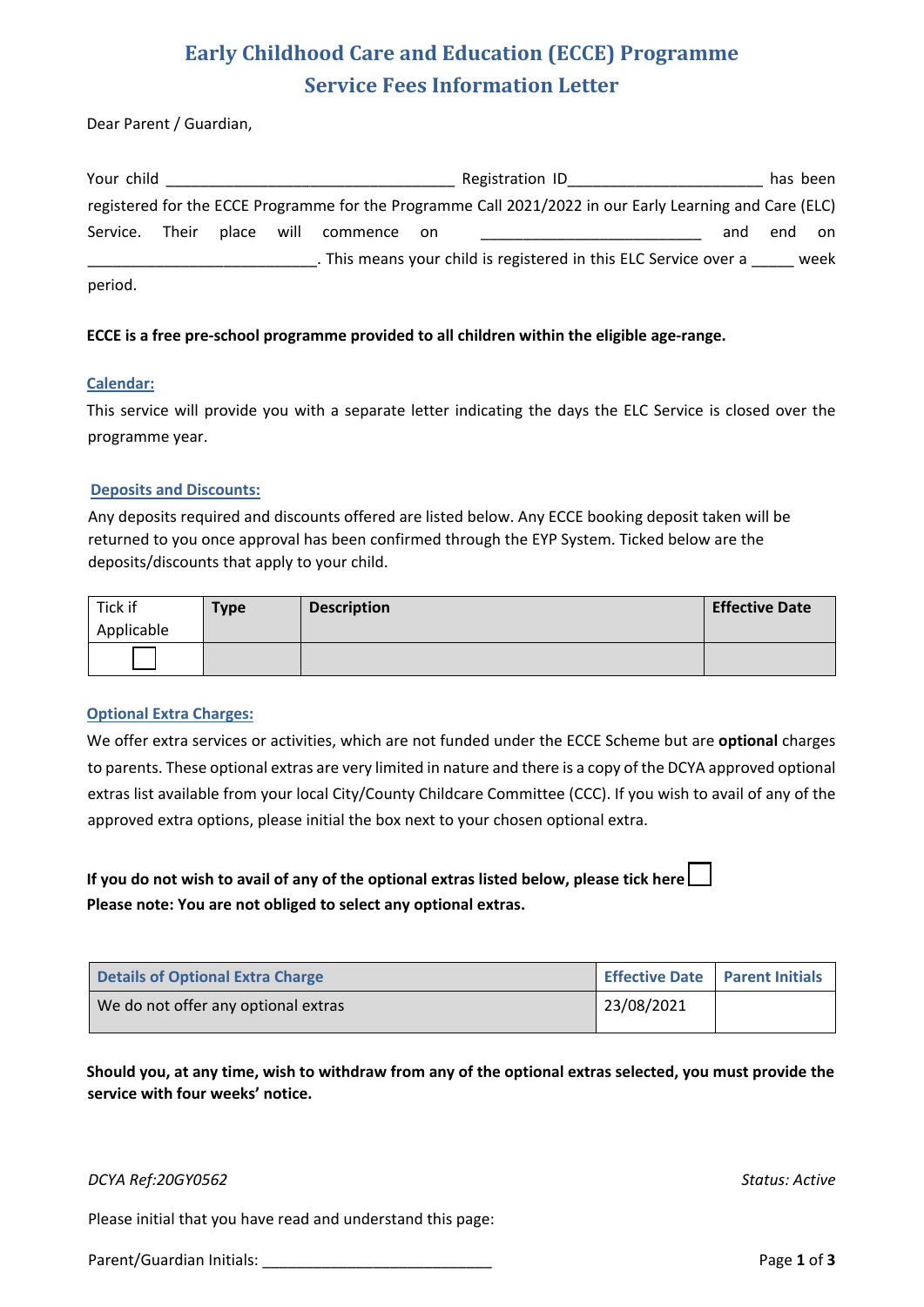# Early Childhood Care and Education (ECCE) Programme
## Service Fees Information Letter

Dear Parent / Guardian,

Your child __________________________________ Registration ID_______________________ has been registered for the ECCE Programme for the Programme Call 2021/2022 in our Early Learning and Care (ELC) Service. Their place will commence on __________________________ and end on ___________________________. This means your child is registered in this ELC Service over a _____ week period.

**ECCE is a free pre-school programme provided to all children within the eligible age-range.**

### Calendar:

This service will provide you with a separate letter indicating the days the ELC Service is closed over the programme year.

### Deposits and Discounts:

Any deposits required and discounts offered are listed below. Any ECCE booking deposit taken will be returned to you once approval has been confirmed through the EYP System. Ticked below are the deposits/discounts that apply to your child.

| Tick if Applicable | Type | Description | Effective Date |
|---|---|---|---|
| ☐ | | | |

### Optional Extra Charges:

We offer extra services or activities, which are not funded under the ECCE Scheme but are **optional** charges to parents. These optional extras are very limited in nature and there is a copy of the DCYA approved optional extras list available from your local City/County Childcare Committee (CCC). If you wish to avail of any of the approved extra options, please initial the box next to your chosen optional extra.

**If you do not wish to avail of any of the optional extras listed below, please tick here** ☐
**Please note: You are not obliged to select any optional extras.**

| Details of Optional Extra Charge | Effective Date | Parent Initials |
|---|---|---|
| We do not offer any optional extras | 23/08/2021 | |

**Should you, at any time, wish to withdraw from any of the optional extras selected, you must provide the service with four weeks' notice.**

*DCYA Ref:20GY0562* *Status: Active*

Please initial that you have read and understand this page:

Parent/Guardian Initials: ___________________________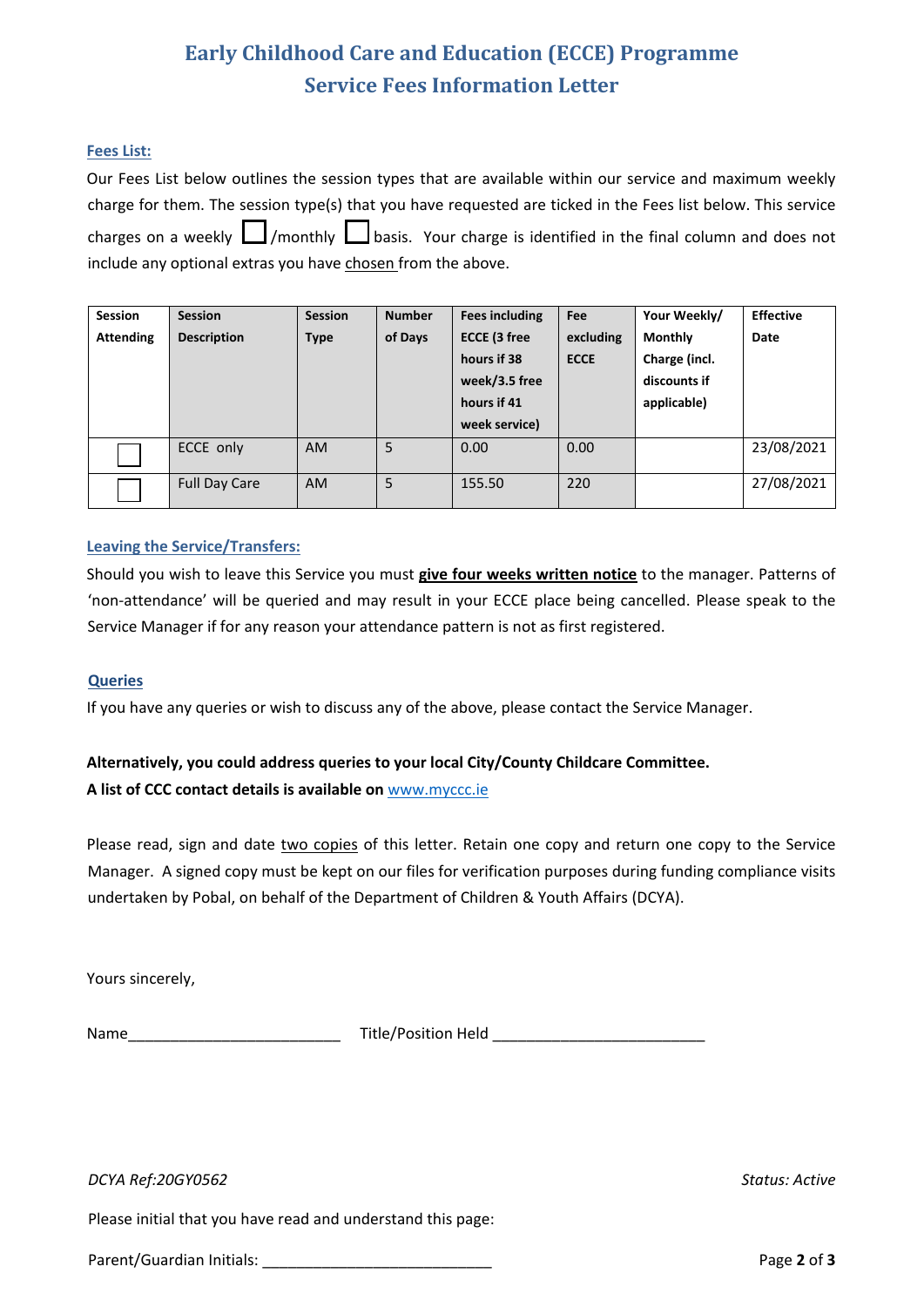# Early Childhood Care and Education (ECCE) Programme
# Service Fees Information Letter

## Fees List:

Our Fees List below outlines the session types that are available within our service and maximum weekly charge for them. The session type(s) that you have requested are ticked in the Fees list below. This service charges on a weekly ☐ /monthly ☐ basis. Your charge is identified in the final column and does not include any optional extras you have chosen from the above.

| Session Attending | Session Description | Session Type | Number of Days | Fees including ECCE (3 free hours if 38 week/3.5 free hours if 41 week service) | Fee excluding ECCE | Your Weekly/ Monthly Charge (incl. discounts if applicable) | Effective Date |
|---|---|---|---|---|---|---|---|
| ☐ | ECCE only | AM | 5 | 0.00 | 0.00 | | 23/08/2021 |
| ☐ | Full Day Care | AM | 5 | 155.50 | 220 | | 27/08/2021 |

## Leaving the Service/Transfers:

Should you wish to leave this Service you must **give four weeks written notice** to the manager. Patterns of 'non-attendance' will be queried and may result in your ECCE place being cancelled. Please speak to the Service Manager if for any reason your attendance pattern is not as first registered.

## Queries

If you have any queries or wish to discuss any of the above, please contact the Service Manager.

**Alternatively, you could address queries to your local City/County Childcare Committee.**
**A list of CCC contact details is available on** www.myccc.ie

Please read, sign and date two copies of this letter. Retain one copy and return one copy to the Service Manager. A signed copy must be kept on our files for verification purposes during funding compliance visits undertaken by Pobal, on behalf of the Department of Children & Youth Affairs (DCYA).

Yours sincerely,

Name_________________________ Title/Position Held _________________________

*DCYA Ref:20GY0562* *Status: Active*

Please initial that you have read and understand this page:

Parent/Guardian Initials: ___________________________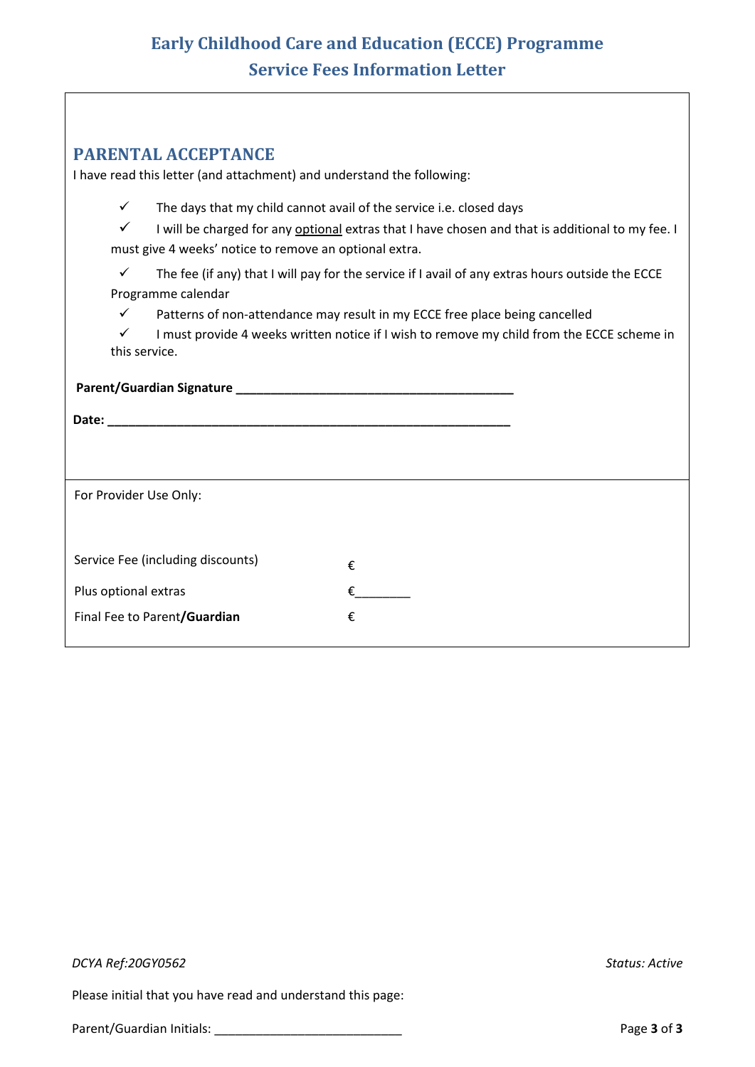# Early Childhood Care and Education (ECCE) Programme
## Service Fees Information Letter

## PARENTAL ACCEPTANCE

I have read this letter (and attachment) and understand the following:

- ✓ The days that my child cannot avail of the service i.e. closed days
- ✓ I will be charged for any optional extras that I have chosen and that is additional to my fee. I must give 4 weeks' notice to remove an optional extra.
- ✓ The fee (if any) that I will pay for the service if I avail of any extras hours outside the ECCE Programme calendar
- ✓ Patterns of non-attendance may result in my ECCE free place being cancelled
- ✓ I must provide 4 weeks written notice if I wish to remove my child from the ECCE scheme in this service.

**Parent/Guardian Signature** ________________________________________

**Date:** __________________________________________________________

For Provider Use Only:

| | |
|---|---|
| Service Fee (including discounts) | € |
| Plus optional extras | €________ |
| Final Fee to Parent/**Guardian** | € |

*DCYA Ref:20GY0562* *Status: Active*

Please initial that you have read and understand this page:

Parent/Guardian Initials: ___________________________